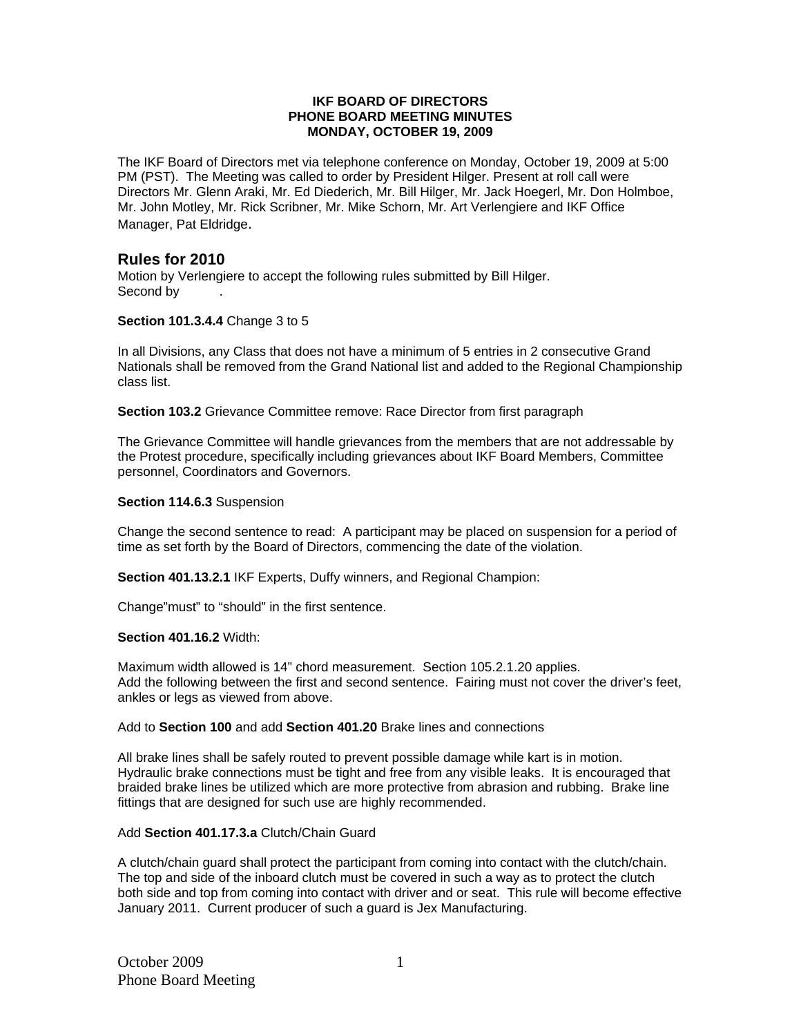**IKF BOARD OF DIRECTORS**
**PHONE BOARD MEETING MINUTES**
**MONDAY, OCTOBER 19, 2009**

The IKF Board of Directors met via telephone conference on Monday, October 19, 2009 at 5:00 PM (PST). The Meeting was called to order by President Hilger. Present at roll call were Directors Mr. Glenn Araki, Mr. Ed Diederich, Mr. Bill Hilger, Mr. Jack Hoegerl, Mr. Don Holmboe, Mr. John Motley, Mr. Rick Scribner, Mr. Mike Schorn, Mr. Art Verlengiere and IKF Office Manager, Pat Eldridge.

## Rules for 2010

Motion by Verlengiere to accept the following rules submitted by Bill Hilger.
Second by .

**Section 101.3.4.4** Change 3 to 5

In all Divisions, any Class that does not have a minimum of 5 entries in 2 consecutive Grand Nationals shall be removed from the Grand National list and added to the Regional Championship class list.

**Section 103.2** Grievance Committee remove: Race Director from first paragraph

The Grievance Committee will handle grievances from the members that are not addressable by the Protest procedure, specifically including grievances about IKF Board Members, Committee personnel, Coordinators and Governors.

**Section 114.6.3** Suspension

Change the second sentence to read: A participant may be placed on suspension for a period of time as set forth by the Board of Directors, commencing the date of the violation.

**Section 401.13.2.1** IKF Experts, Duffy winners, and Regional Champion:

Change"must" to "should" in the first sentence.

**Section 401.16.2** Width:

Maximum width allowed is 14" chord measurement. Section 105.2.1.20 applies.
Add the following between the first and second sentence. Fairing must not cover the driver's feet, ankles or legs as viewed from above.

Add to **Section 100** and add **Section 401.20** Brake lines and connections

All brake lines shall be safely routed to prevent possible damage while kart is in motion. Hydraulic brake connections must be tight and free from any visible leaks. It is encouraged that braided brake lines be utilized which are more protective from abrasion and rubbing. Brake line fittings that are designed for such use are highly recommended.

Add **Section 401.17.3.a** Clutch/Chain Guard

A clutch/chain guard shall protect the participant from coming into contact with the clutch/chain. The top and side of the inboard clutch must be covered in such a way as to protect the clutch both side and top from coming into contact with driver and or seat. This rule will become effective January 2011. Current producer of such a guard is Jex Manufacturing.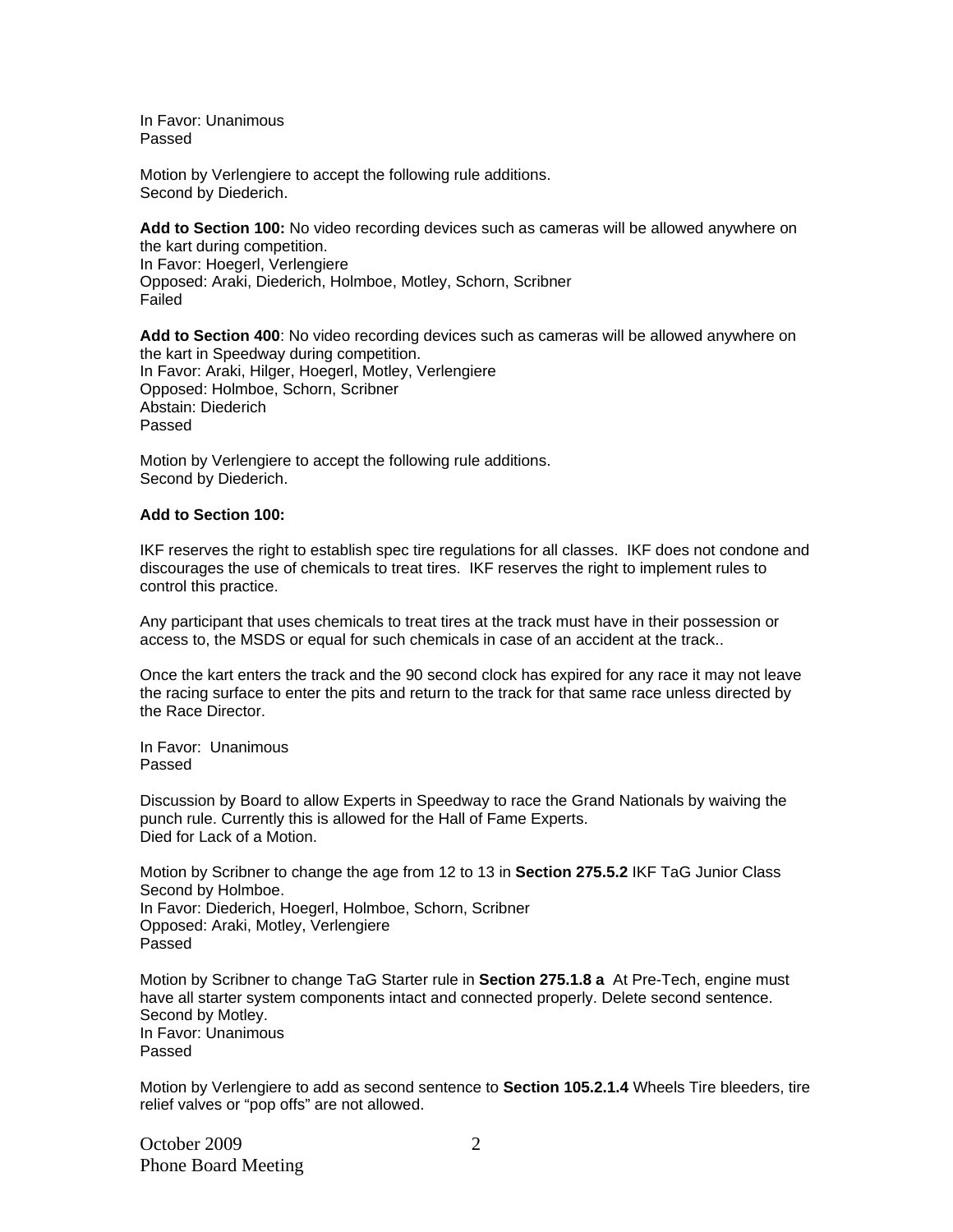In Favor: Unanimous
Passed

Motion by Verlengiere to accept the following rule additions.
Second by Diederich.

**Add to Section 100:** No video recording devices such as cameras will be allowed anywhere on the kart during competition.
In Favor: Hoegerl, Verlengiere
Opposed: Araki, Diederich, Holmboe, Motley, Schorn, Scribner
Failed

**Add to Section 400**: No video recording devices such as cameras will be allowed anywhere on the kart in Speedway during competition.
In Favor: Araki, Hilger, Hoegerl, Motley, Verlengiere
Opposed: Holmboe, Schorn, Scribner
Abstain: Diederich
Passed

Motion by Verlengiere to accept the following rule additions.
Second by Diederich.

**Add to Section 100:**

IKF reserves the right to establish spec tire regulations for all classes. IKF does not condone and discourages the use of chemicals to treat tires. IKF reserves the right to implement rules to control this practice.

Any participant that uses chemicals to treat tires at the track must have in their possession or access to, the MSDS or equal for such chemicals in case of an accident at the track..

Once the kart enters the track and the 90 second clock has expired for any race it may not leave the racing surface to enter the pits and return to the track for that same race unless directed by the Race Director.

In Favor: Unanimous
Passed

Discussion by Board to allow Experts in Speedway to race the Grand Nationals by waiving the punch rule. Currently this is allowed for the Hall of Fame Experts.
Died for Lack of a Motion.

Motion by Scribner to change the age from 12 to 13 in **Section 275.5.2** IKF TaG Junior Class
Second by Holmboe.
In Favor: Diederich, Hoegerl, Holmboe, Schorn, Scribner
Opposed: Araki, Motley, Verlengiere
Passed

Motion by Scribner to change TaG Starter rule in **Section 275.1.8 a** At Pre-Tech, engine must have all starter system components intact and connected properly. Delete second sentence.
Second by Motley.
In Favor: Unanimous
Passed

Motion by Verlengiere to add as second sentence to **Section 105.2.1.4** Wheels Tire bleeders, tire relief valves or "pop offs" are not allowed.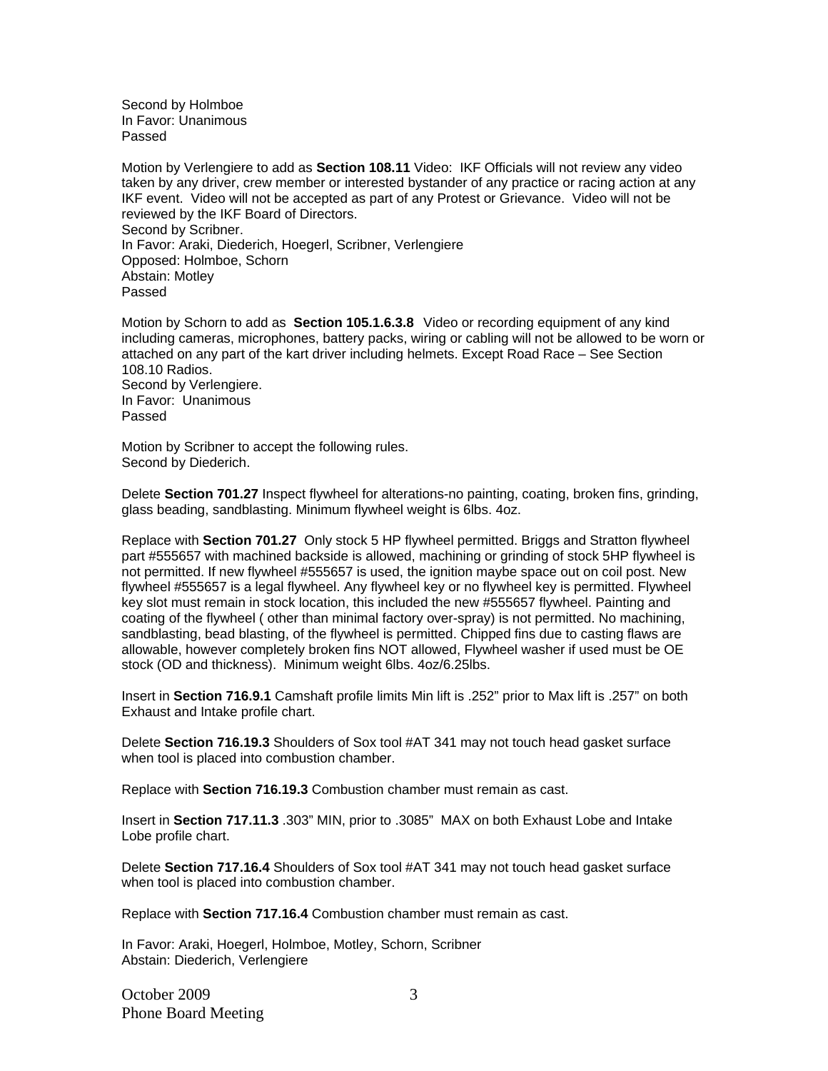Second by Holmboe
In Favor: Unanimous
Passed

Motion by Verlengiere to add as **Section 108.11** Video: IKF Officials will not review any video taken by any driver, crew member or interested bystander of any practice or racing action at any IKF event. Video will not be accepted as part of any Protest or Grievance. Video will not be reviewed by the IKF Board of Directors.
Second by Scribner.
In Favor: Araki, Diederich, Hoegerl, Scribner, Verlengiere
Opposed: Holmboe, Schorn
Abstain: Motley
Passed

Motion by Schorn to add as **Section 105.1.6.3.8** Video or recording equipment of any kind including cameras, microphones, battery packs, wiring or cabling will not be allowed to be worn or attached on any part of the kart driver including helmets. Except Road Race – See Section 108.10 Radios.
Second by Verlengiere.
In Favor: Unanimous
Passed

Motion by Scribner to accept the following rules.
Second by Diederich.

Delete **Section 701.27** Inspect flywheel for alterations-no painting, coating, broken fins, grinding, glass beading, sandblasting. Minimum flywheel weight is 6lbs. 4oz.

Replace with **Section 701.27** Only stock 5 HP flywheel permitted. Briggs and Stratton flywheel part #555657 with machined backside is allowed, machining or grinding of stock 5HP flywheel is not permitted. If new flywheel #555657 is used, the ignition maybe space out on coil post. New flywheel #555657 is a legal flywheel. Any flywheel key or no flywheel key is permitted. Flywheel key slot must remain in stock location, this included the new #555657 flywheel. Painting and coating of the flywheel ( other than minimal factory over-spray) is not permitted. No machining, sandblasting, bead blasting, of the flywheel is permitted. Chipped fins due to casting flaws are allowable, however completely broken fins NOT allowed, Flywheel washer if used must be OE stock (OD and thickness). Minimum weight 6lbs. 4oz/6.25lbs.

Insert in **Section 716.9.1** Camshaft profile limits Min lift is .252" prior to Max lift is .257" on both Exhaust and Intake profile chart.

Delete **Section 716.19.3** Shoulders of Sox tool #AT 341 may not touch head gasket surface when tool is placed into combustion chamber.

Replace with **Section 716.19.3** Combustion chamber must remain as cast.

Insert in **Section 717.11.3** .303" MIN, prior to .3085" MAX on both Exhaust Lobe and Intake Lobe profile chart.

Delete **Section 717.16.4** Shoulders of Sox tool #AT 341 may not touch head gasket surface when tool is placed into combustion chamber.

Replace with **Section 717.16.4** Combustion chamber must remain as cast.

In Favor: Araki, Hoegerl, Holmboe, Motley, Schorn, Scribner
Abstain: Diederich, Verlengiere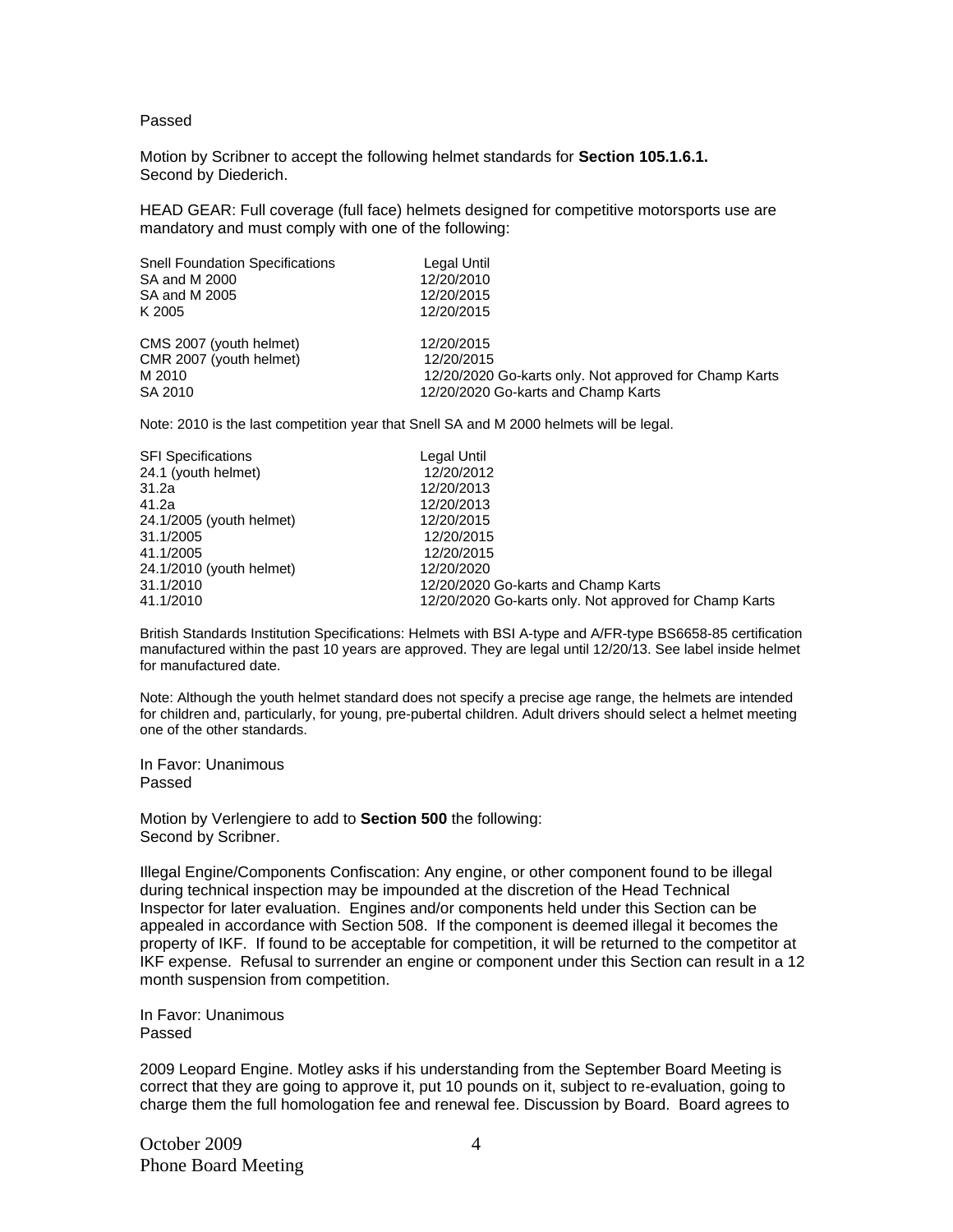Passed

Motion by Scribner to accept the following helmet standards for **Section 105.1.6.1.**
Second by Diederich.

HEAD GEAR: Full coverage (full face) helmets designed for competitive motorsports use are mandatory and must comply with one of the following:

| Snell Foundation Specifications | Legal Until |
|---|---|
| SA and M 2000 | 12/20/2010 |
| SA and M 2005 | 12/20/2015 |
| K 2005 | 12/20/2015 |
| CMS 2007 (youth helmet) | 12/20/2015 |
| CMR 2007 (youth helmet) | 12/20/2015 |
| M 2010 | 12/20/2020 Go-karts only. Not approved for Champ Karts |
| SA 2010 | 12/20/2020 Go-karts and Champ Karts |

Note: 2010 is the last competition year that Snell SA and M 2000 helmets will be legal.

| SFI Specifications | Legal Until |
|---|---|
| 24.1 (youth helmet) | 12/20/2012 |
| 31.2a | 12/20/2013 |
| 41.2a | 12/20/2013 |
| 24.1/2005 (youth helmet) | 12/20/2015 |
| 31.1/2005 | 12/20/2015 |
| 41.1/2005 | 12/20/2015 |
| 24.1/2010 (youth helmet) | 12/20/2020 |
| 31.1/2010 | 12/20/2020 Go-karts and Champ Karts |
| 41.1/2010 | 12/20/2020 Go-karts only. Not approved for Champ Karts |

British Standards Institution Specifications: Helmets with BSI A-type and A/FR-type BS6658-85 certification manufactured within the past 10 years are approved. They are legal until 12/20/13. See label inside helmet for manufactured date.

Note: Although the youth helmet standard does not specify a precise age range, the helmets are intended for children and, particularly, for young, pre-pubertal children. Adult drivers should select a helmet meeting one of the other standards.

In Favor: Unanimous
Passed

Motion by Verlengiere to add to **Section 500** the following:
Second by Scribner.

Illegal Engine/Components Confiscation: Any engine, or other component found to be illegal during technical inspection may be impounded at the discretion of the Head Technical Inspector for later evaluation. Engines and/or components held under this Section can be appealed in accordance with Section 508. If the component is deemed illegal it becomes the property of IKF. If found to be acceptable for competition, it will be returned to the competitor at IKF expense. Refusal to surrender an engine or component under this Section can result in a 12 month suspension from competition.

In Favor: Unanimous
Passed

2009 Leopard Engine. Motley asks if his understanding from the September Board Meeting is correct that they are going to approve it, put 10 pounds on it, subject to re-evaluation, going to charge them the full homologation fee and renewal fee. Discussion by Board. Board agrees to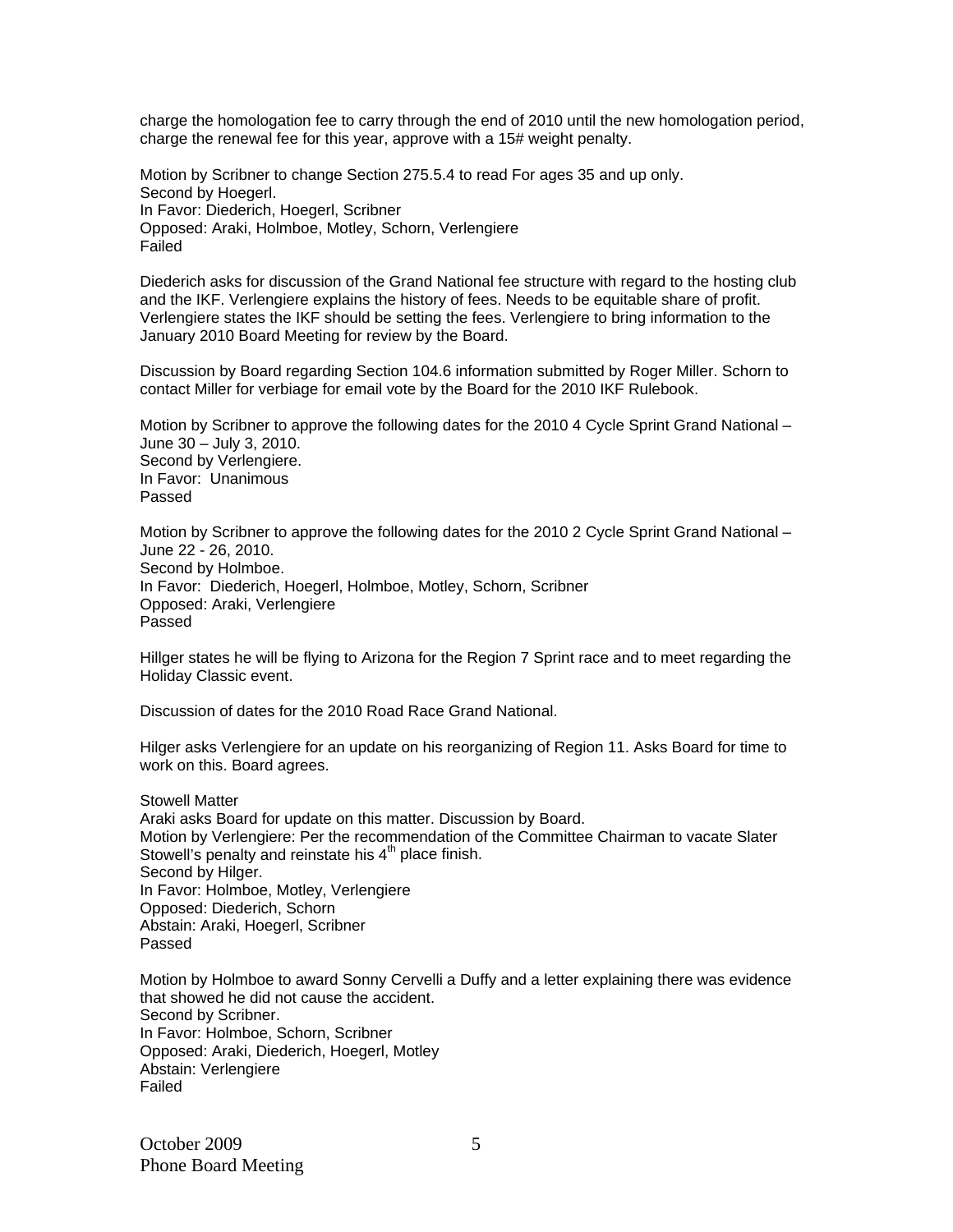charge the homologation fee to carry through the end of 2010 until the new homologation period, charge the renewal fee for this year, approve with a 15# weight penalty.

Motion by Scribner to change Section 275.5.4 to read For ages 35 and up only.
Second by Hoegerl.
In Favor: Diederich, Hoegerl, Scribner
Opposed: Araki, Holmboe, Motley, Schorn, Verlengiere
Failed

Diederich asks for discussion of the Grand National fee structure with regard to the hosting club and the IKF. Verlengiere explains the history of fees. Needs to be equitable share of profit. Verlengiere states the IKF should be setting the fees. Verlengiere to bring information to the January 2010 Board Meeting for review by the Board.

Discussion by Board regarding Section 104.6 information submitted by Roger Miller. Schorn to contact Miller for verbiage for email vote by the Board for the 2010 IKF Rulebook.

Motion by Scribner to approve the following dates for the 2010 4 Cycle Sprint Grand National – June 30 – July 3, 2010.
Second by Verlengiere.
In Favor: Unanimous
Passed

Motion by Scribner to approve the following dates for the 2010 2 Cycle Sprint Grand National – June 22 - 26, 2010.
Second by Holmboe.
In Favor: Diederich, Hoegerl, Holmboe, Motley, Schorn, Scribner
Opposed: Araki, Verlengiere
Passed

Hillger states he will be flying to Arizona for the Region 7 Sprint race and to meet regarding the Holiday Classic event.

Discussion of dates for the 2010 Road Race Grand National.

Hilger asks Verlengiere for an update on his reorganizing of Region 11. Asks Board for time to work on this. Board agrees.

Stowell Matter
Araki asks Board for update on this matter. Discussion by Board.
Motion by Verlengiere: Per the recommendation of the Committee Chairman to vacate Slater Stowell's penalty and reinstate his 4th place finish.
Second by Hilger.
In Favor: Holmboe, Motley, Verlengiere
Opposed: Diederich, Schorn
Abstain: Araki, Hoegerl, Scribner
Passed

Motion by Holmboe to award Sonny Cervelli a Duffy and a letter explaining there was evidence that showed he did not cause the accident.
Second by Scribner.
In Favor: Holmboe, Schorn, Scribner
Opposed: Araki, Diederich, Hoegerl, Motley
Abstain: Verlengiere
Failed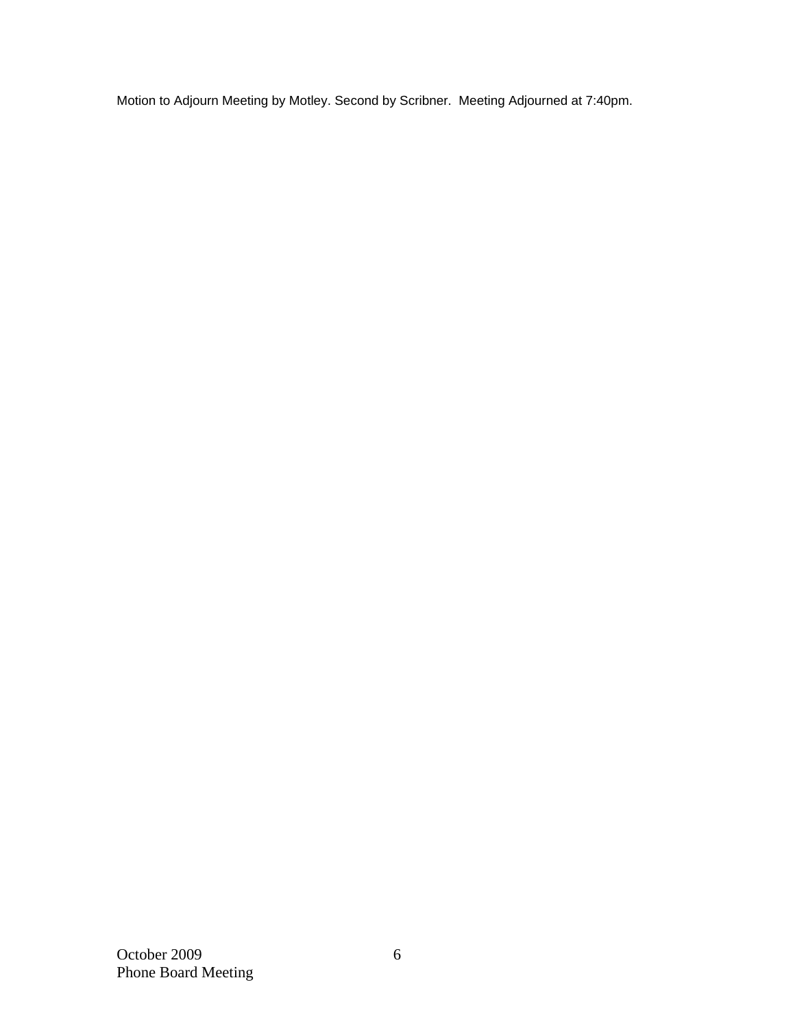Motion to Adjourn Meeting by Motley. Second by Scribner. Meeting Adjourned at 7:40pm.